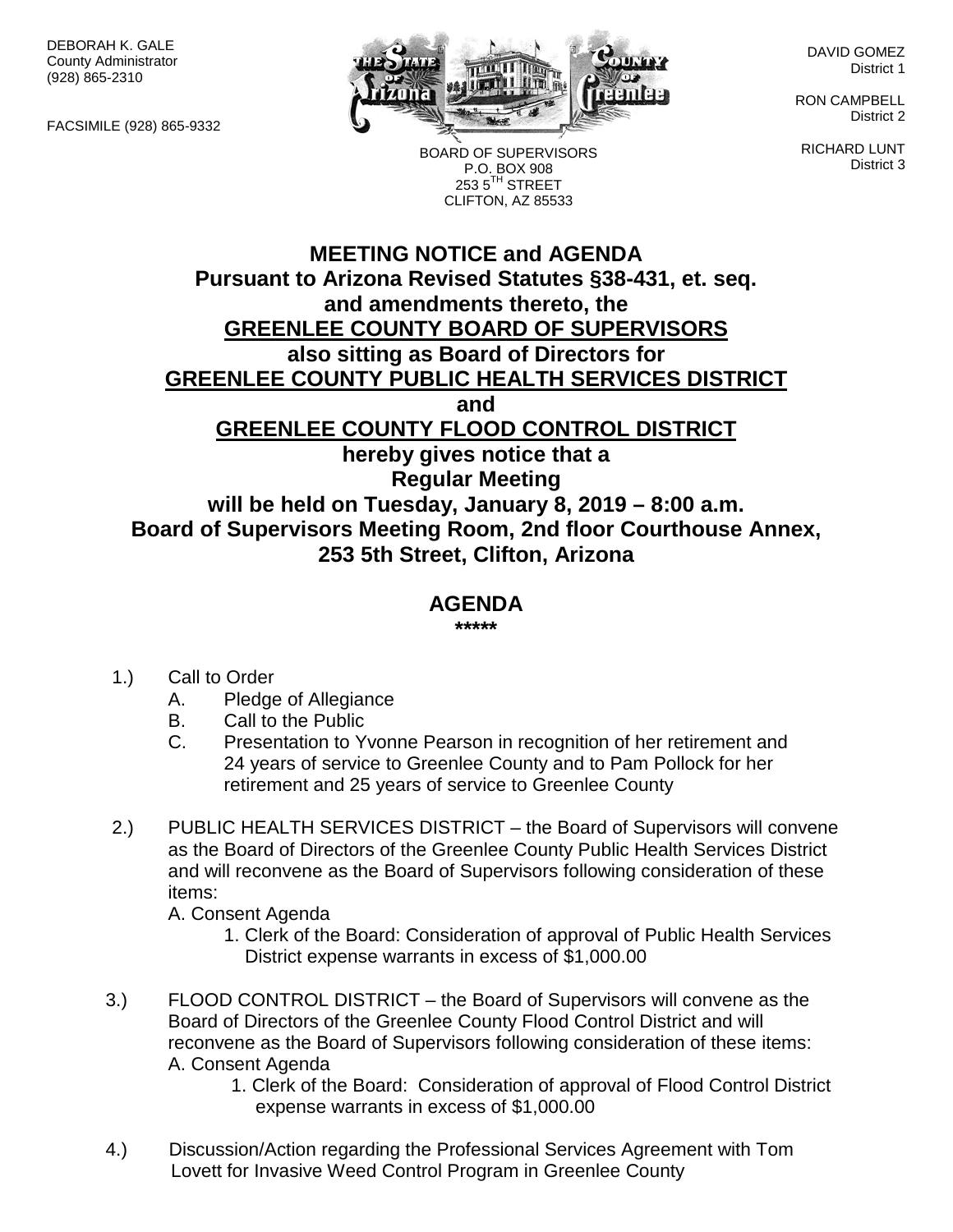DEBORAH K. GALE
County Administrator
(928) 865-2310

FACSIMILE (928) 865-9332

DAVID GOMEZ
District 1

RON CAMPBELL
District 2

RICHARD LUNT
District 3

BOARD OF SUPERVISORS
P.O. BOX 908
253 5TH STREET
CLIFTON, AZ 85533

# MEETING NOTICE and AGENDA

**Pursuant to Arizona Revised Statutes §38-431, et. seq. and amendments thereto, the**

**GREENLEE COUNTY BOARD OF SUPERVISORS**

**also sitting as Board of Directors for**

**GREENLEE COUNTY PUBLIC HEALTH SERVICES DISTRICT**

**and**

**GREENLEE COUNTY FLOOD CONTROL DISTRICT**

**hereby gives notice that a**

**Regular Meeting**

**will be held on Tuesday, January 8, 2019 – 8:00 a.m.**

**Board of Supervisors Meeting Room, 2nd floor Courthouse Annex, 253 5th Street, Clifton, Arizona**

## AGENDA

\*\*\*\*\*

1.) Call to Order
   - A. Pledge of Allegiance
   - B. Call to the Public
   - C. Presentation to Yvonne Pearson in recognition of her retirement and 24 years of service to Greenlee County and to Pam Pollock for her retirement and 25 years of service to Greenlee County

2.) PUBLIC HEALTH SERVICES DISTRICT – the Board of Supervisors will convene as the Board of Directors of the Greenlee County Public Health Services District and will reconvene as the Board of Supervisors following consideration of these items:
   - A. Consent Agenda
     1. Clerk of the Board: Consideration of approval of Public Health Services District expense warrants in excess of $1,000.00

3.) FLOOD CONTROL DISTRICT – the Board of Supervisors will convene as the Board of Directors of the Greenlee County Flood Control District and will reconvene as the Board of Supervisors following consideration of these items:
   - A. Consent Agenda
     1. Clerk of the Board: Consideration of approval of Flood Control District expense warrants in excess of $1,000.00

4.) Discussion/Action regarding the Professional Services Agreement with Tom Lovett for Invasive Weed Control Program in Greenlee County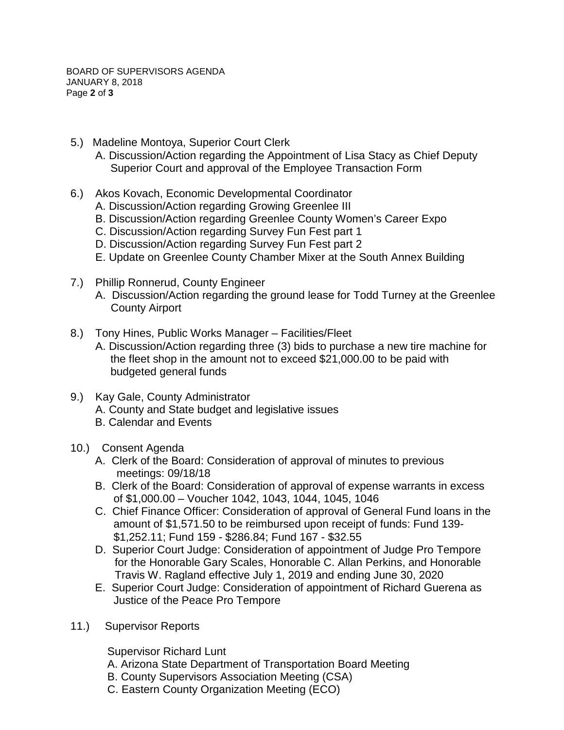5.) Madeline Montoya, Superior Court Clerk
   A. Discussion/Action regarding the Appointment of Lisa Stacy as Chief Deputy Superior Court and approval of the Employee Transaction Form

6.) Akos Kovach, Economic Developmental Coordinator
   A. Discussion/Action regarding Growing Greenlee III
   B. Discussion/Action regarding Greenlee County Women's Career Expo
   C. Discussion/Action regarding Survey Fun Fest part 1
   D. Discussion/Action regarding Survey Fun Fest part 2
   E. Update on Greenlee County Chamber Mixer at the South Annex Building

7.) Phillip Ronnerud, County Engineer
   A. Discussion/Action regarding the ground lease for Todd Turney at the Greenlee County Airport

8.) Tony Hines, Public Works Manager – Facilities/Fleet
   A. Discussion/Action regarding three (3) bids to purchase a new tire machine for the fleet shop in the amount not to exceed $21,000.00 to be paid with budgeted general funds

9.) Kay Gale, County Administrator
   A. County and State budget and legislative issues
   B. Calendar and Events

10.) Consent Agenda
   A. Clerk of the Board: Consideration of approval of minutes to previous meetings: 09/18/18
   B. Clerk of the Board: Consideration of approval of expense warrants in excess of $1,000.00 – Voucher 1042, 1043, 1044, 1045, 1046
   C. Chief Finance Officer: Consideration of approval of General Fund loans in the amount of $1,571.50 to be reimbursed upon receipt of funds: Fund 139- $1,252.11; Fund 159 - $286.84; Fund 167 - $32.55
   D. Superior Court Judge: Consideration of appointment of Judge Pro Tempore for the Honorable Gary Scales, Honorable C. Allan Perkins, and Honorable Travis W. Ragland effective July 1, 2019 and ending June 30, 2020
   E. Superior Court Judge: Consideration of appointment of Richard Guerena as Justice of the Peace Pro Tempore

11.) Supervisor Reports

   Supervisor Richard Lunt
   A. Arizona State Department of Transportation Board Meeting
   B. County Supervisors Association Meeting (CSA)
   C. Eastern County Organization Meeting (ECO)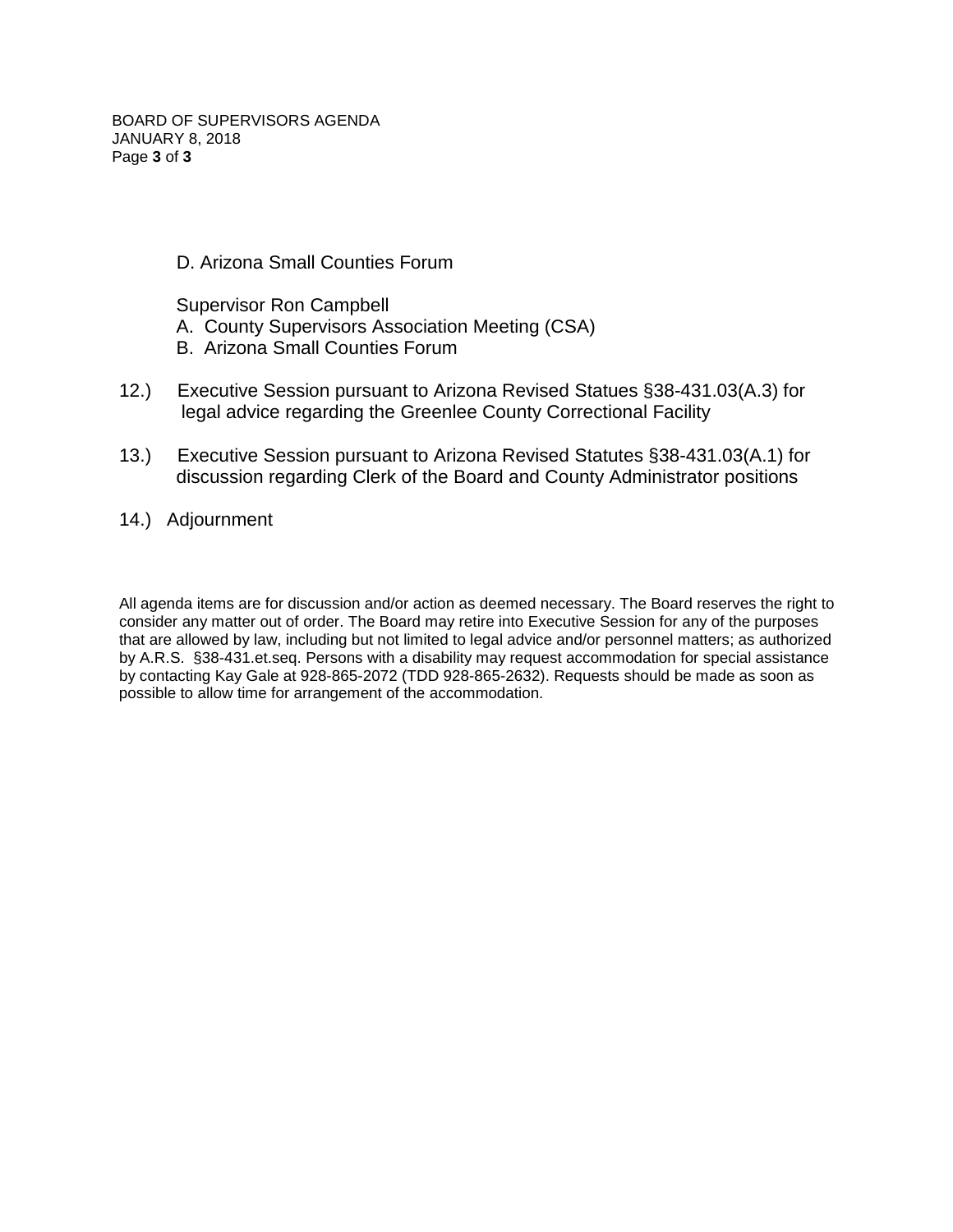D. Arizona Small Counties Forum

Supervisor Ron Campbell

A. County Supervisors Association Meeting (CSA)
B. Arizona Small Counties Forum

12.) Executive Session pursuant to Arizona Revised Statues §38-431.03(A.3) for legal advice regarding the Greenlee County Correctional Facility

13.) Executive Session pursuant to Arizona Revised Statutes §38-431.03(A.1) for discussion regarding Clerk of the Board and County Administrator positions

14.) Adjournment

All agenda items are for discussion and/or action as deemed necessary. The Board reserves the right to consider any matter out of order. The Board may retire into Executive Session for any of the purposes that are allowed by law, including but not limited to legal advice and/or personnel matters; as authorized by A.R.S. §38-431.et.seq. Persons with a disability may request accommodation for special assistance by contacting Kay Gale at 928-865-2072 (TDD 928-865-2632). Requests should be made as soon as possible to allow time for arrangement of the accommodation.